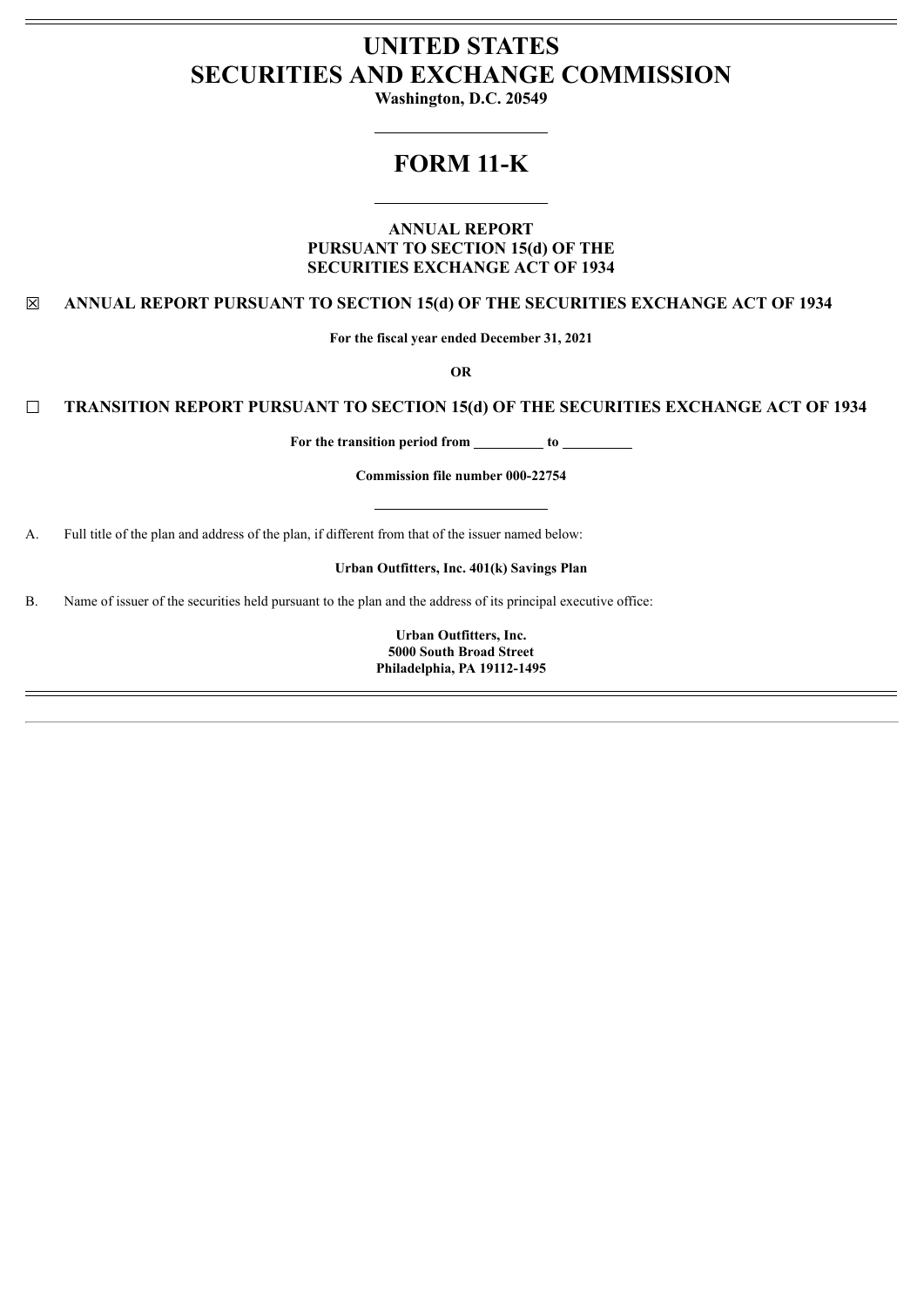# UNITED STATES
# SECURITIES AND EXCHANGE COMMISSION

**Washington, D.C. 20549**

---

# FORM 11-K

---

**ANNUAL REPORT**
**PURSUANT TO SECTION 15(d) OF THE**
**SECURITIES EXCHANGE ACT OF 1934**

☒ **ANNUAL REPORT PURSUANT TO SECTION 15(d) OF THE SECURITIES EXCHANGE ACT OF 1934**

**For the fiscal year ended December 31, 2021**

**OR**

☐ **TRANSITION REPORT PURSUANT TO SECTION 15(d) OF THE SECURITIES EXCHANGE ACT OF 1934**

**For the transition period from \_\_\_\_\_\_\_\_\_\_ to \_\_\_\_\_\_\_\_\_\_**

**Commission file number 000-22754**

---

A. Full title of the plan and address of the plan, if different from that of the issuer named below:

**Urban Outfitters, Inc. 401(k) Savings Plan**

B. Name of issuer of the securities held pursuant to the plan and the address of its principal executive office:

**Urban Outfitters, Inc.**
**5000 South Broad Street**
**Philadelphia, PA 19112-1495**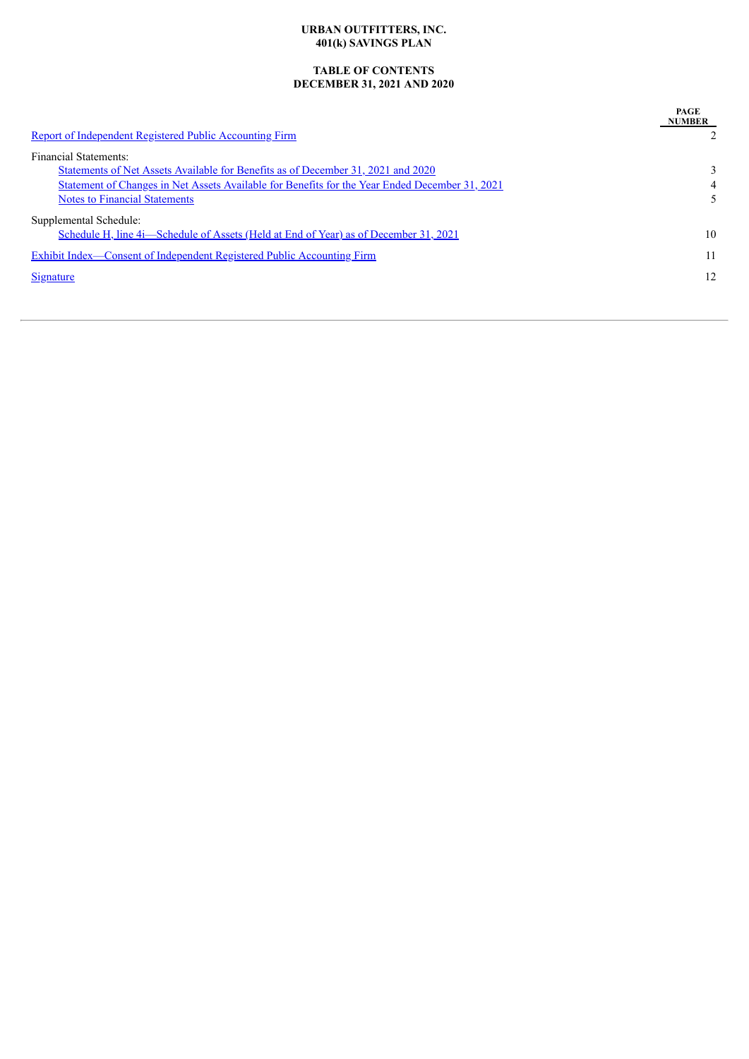**URBAN OUTFITTERS, INC.**
**401(k) SAVINGS PLAN**

**TABLE OF CONTENTS**
**DECEMBER 31, 2021 AND 2020**

| | PAGE NUMBER |
|---|---|
| Report of Independent Registered Public Accounting Firm | 2 |
| Financial Statements: | |
| Statements of Net Assets Available for Benefits as of December 31, 2021 and 2020 | 3 |
| Statement of Changes in Net Assets Available for Benefits for the Year Ended December 31, 2021 | 4 |
| Notes to Financial Statements | 5 |
| Supplemental Schedule: | |
| Schedule H, line 4i—Schedule of Assets (Held at End of Year) as of December 31, 2021 | 10 |
| Exhibit Index—Consent of Independent Registered Public Accounting Firm | 11 |
| Signature | 12 |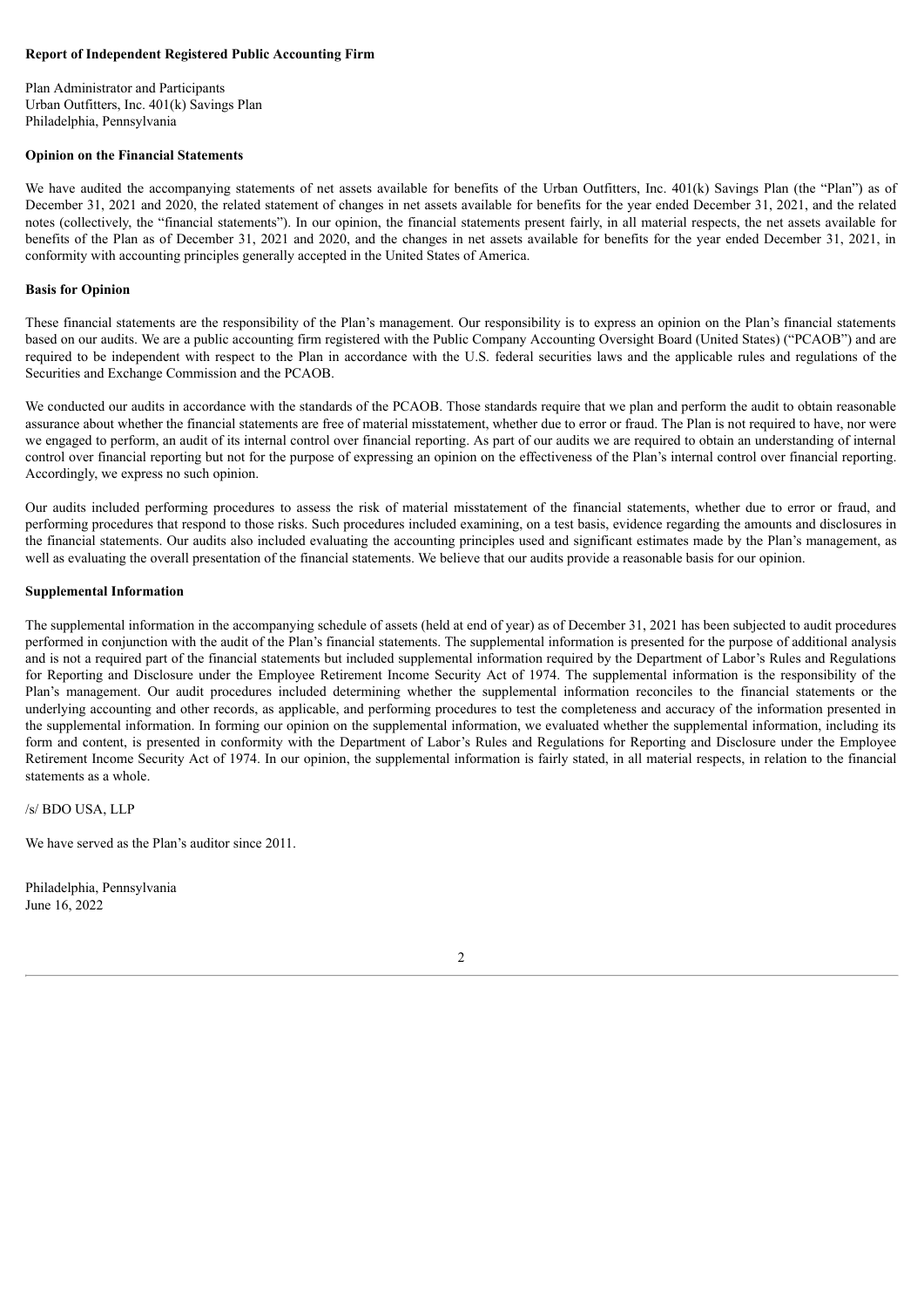**Report of Independent Registered Public Accounting Firm**

Plan Administrator and Participants
Urban Outfitters, Inc. 401(k) Savings Plan
Philadelphia, Pennsylvania

**Opinion on the Financial Statements**

We have audited the accompanying statements of net assets available for benefits of the Urban Outfitters, Inc. 401(k) Savings Plan (the "Plan") as of December 31, 2021 and 2020, the related statement of changes in net assets available for benefits for the year ended December 31, 2021, and the related notes (collectively, the "financial statements"). In our opinion, the financial statements present fairly, in all material respects, the net assets available for benefits of the Plan as of December 31, 2021 and 2020, and the changes in net assets available for benefits for the year ended December 31, 2021, in conformity with accounting principles generally accepted in the United States of America.

**Basis for Opinion**

These financial statements are the responsibility of the Plan's management. Our responsibility is to express an opinion on the Plan's financial statements based on our audits. We are a public accounting firm registered with the Public Company Accounting Oversight Board (United States) ("PCAOB") and are required to be independent with respect to the Plan in accordance with the U.S. federal securities laws and the applicable rules and regulations of the Securities and Exchange Commission and the PCAOB.

We conducted our audits in accordance with the standards of the PCAOB. Those standards require that we plan and perform the audit to obtain reasonable assurance about whether the financial statements are free of material misstatement, whether due to error or fraud. The Plan is not required to have, nor were we engaged to perform, an audit of its internal control over financial reporting. As part of our audits we are required to obtain an understanding of internal control over financial reporting but not for the purpose of expressing an opinion on the effectiveness of the Plan's internal control over financial reporting. Accordingly, we express no such opinion.

Our audits included performing procedures to assess the risk of material misstatement of the financial statements, whether due to error or fraud, and performing procedures that respond to those risks. Such procedures included examining, on a test basis, evidence regarding the amounts and disclosures in the financial statements. Our audits also included evaluating the accounting principles used and significant estimates made by the Plan's management, as well as evaluating the overall presentation of the financial statements. We believe that our audits provide a reasonable basis for our opinion.

**Supplemental Information**

The supplemental information in the accompanying schedule of assets (held at end of year) as of December 31, 2021 has been subjected to audit procedures performed in conjunction with the audit of the Plan's financial statements. The supplemental information is presented for the purpose of additional analysis and is not a required part of the financial statements but included supplemental information required by the Department of Labor's Rules and Regulations for Reporting and Disclosure under the Employee Retirement Income Security Act of 1974. The supplemental information is the responsibility of the Plan's management. Our audit procedures included determining whether the supplemental information reconciles to the financial statements or the underlying accounting and other records, as applicable, and performing procedures to test the completeness and accuracy of the information presented in the supplemental information. In forming our opinion on the supplemental information, we evaluated whether the supplemental information, including its form and content, is presented in conformity with the Department of Labor's Rules and Regulations for Reporting and Disclosure under the Employee Retirement Income Security Act of 1974. In our opinion, the supplemental information is fairly stated, in all material respects, in relation to the financial statements as a whole.

/s/ BDO USA, LLP

We have served as the Plan's auditor since 2011.

Philadelphia, Pennsylvania
June 16, 2022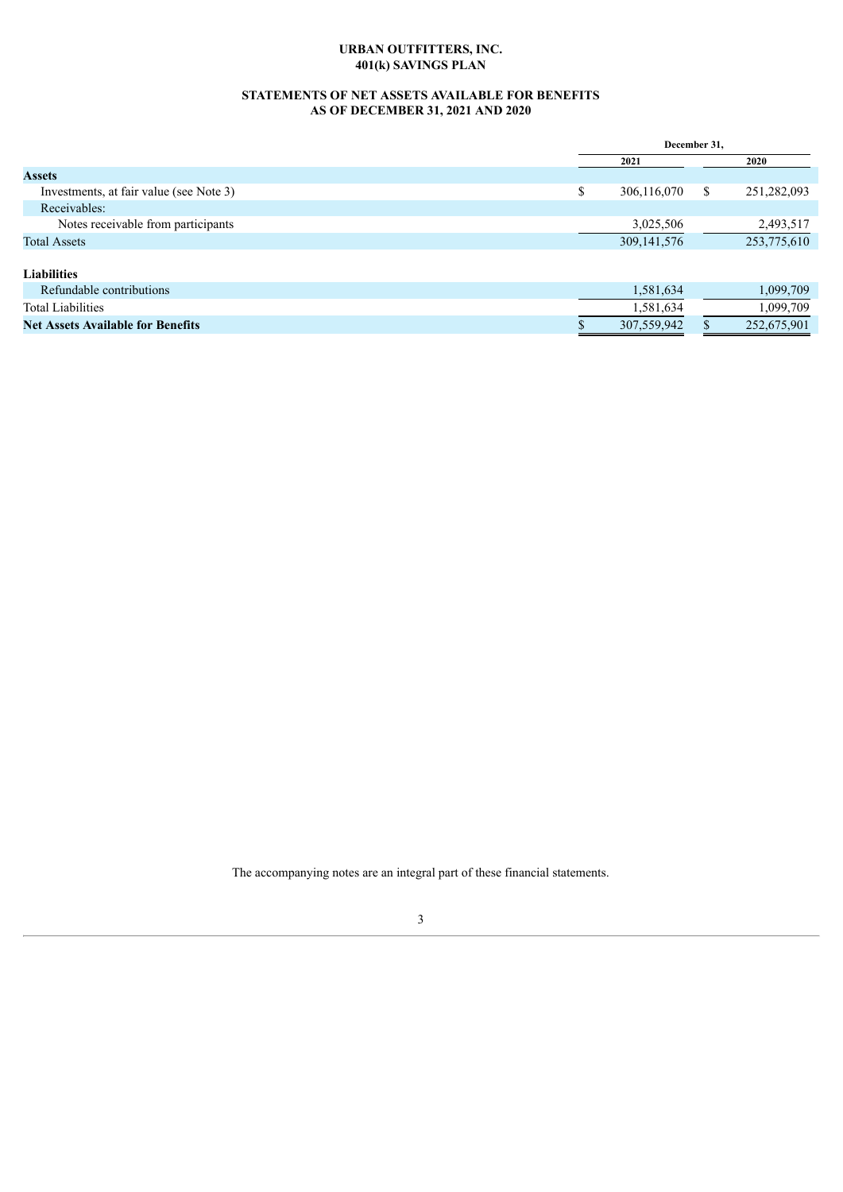# URBAN OUTFITTERS, INC.
# 401(k) SAVINGS PLAN

## STATEMENTS OF NET ASSETS AVAILABLE FOR BENEFITS
## AS OF DECEMBER 31, 2021 AND 2020

| | December 31, | |
|---|---|---|
| | 2021 | 2020 |
| **Assets** | | |
| Investments, at fair value (see Note 3) | $ 306,116,070 | $ 251,282,093 |
| Receivables: | | |
| Notes receivable from participants | 3,025,506 | 2,493,517 |
| Total Assets | 309,141,576 | 253,775,610 |
| **Liabilities** | | |
| Refundable contributions | 1,581,634 | 1,099,709 |
| Total Liabilities | 1,581,634 | 1,099,709 |
| **Net Assets Available for Benefits** | $ 307,559,942 | $ 252,675,901 |

The accompanying notes are an integral part of these financial statements.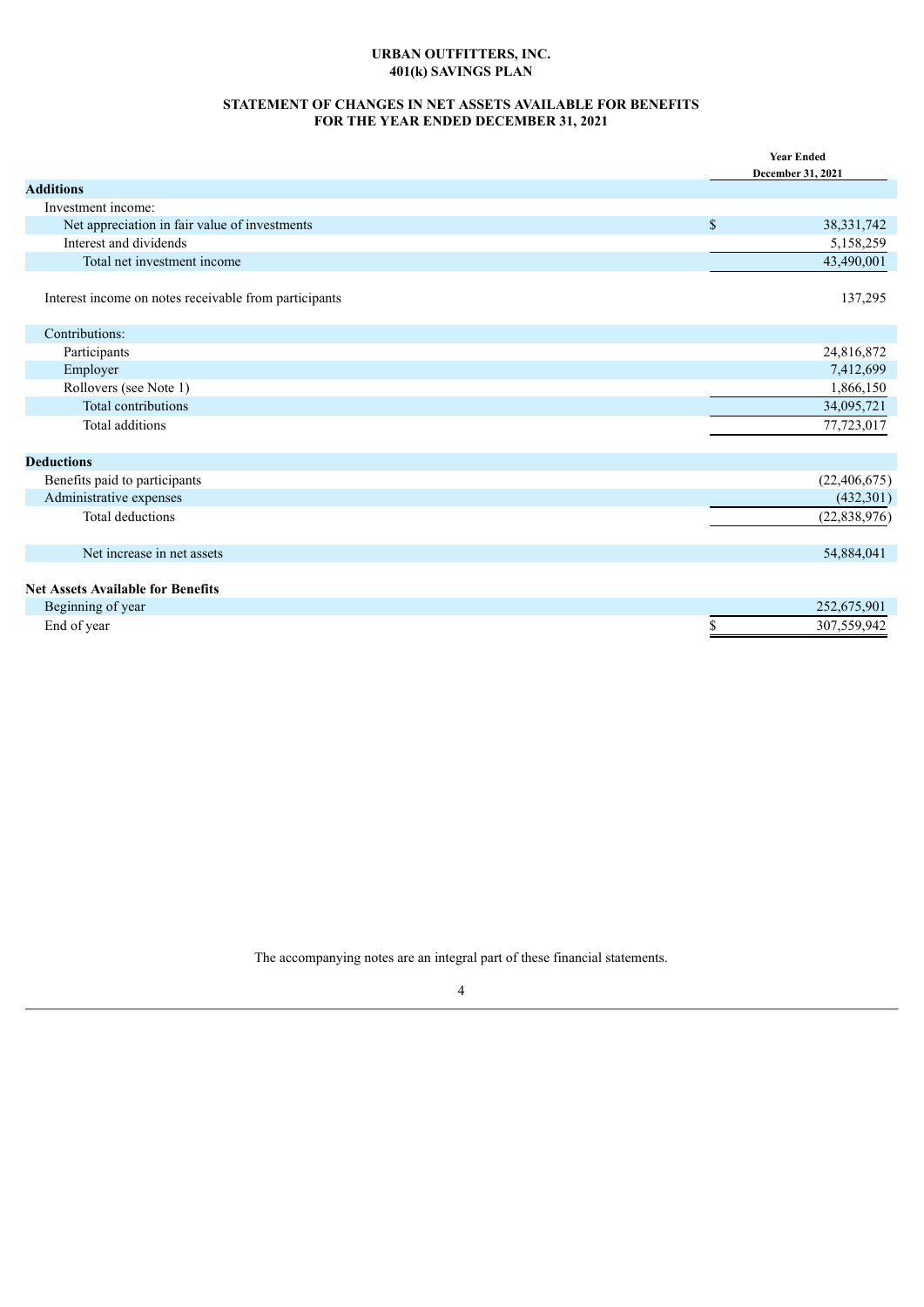**URBAN OUTFITTERS, INC.**
**401(k) SAVINGS PLAN**

**STATEMENT OF CHANGES IN NET ASSETS AVAILABLE FOR BENEFITS**
**FOR THE YEAR ENDED DECEMBER 31, 2021**

| | Year Ended December 31, 2021 |
|---|---|
| **Additions** | |
| Investment income: | |
| Net appreciation in fair value of investments | $ 38,331,742 |
| Interest and dividends | 5,158,259 |
| Total net investment income | 43,490,001 |
| | |
| Interest income on notes receivable from participants | 137,295 |
| | |
| Contributions: | |
| Participants | 24,816,872 |
| Employer | 7,412,699 |
| Rollovers (see Note 1) | 1,866,150 |
| Total contributions | 34,095,721 |
| Total additions | 77,723,017 |
| | |
| **Deductions** | |
| Benefits paid to participants | (22,406,675) |
| Administrative expenses | (432,301) |
| Total deductions | (22,838,976) |
| | |
| Net increase in net assets | 54,884,041 |
| | |
| **Net Assets Available for Benefits** | |
| Beginning of year | 252,675,901 |
| End of year | $ 307,559,942 |

The accompanying notes are an integral part of these financial statements.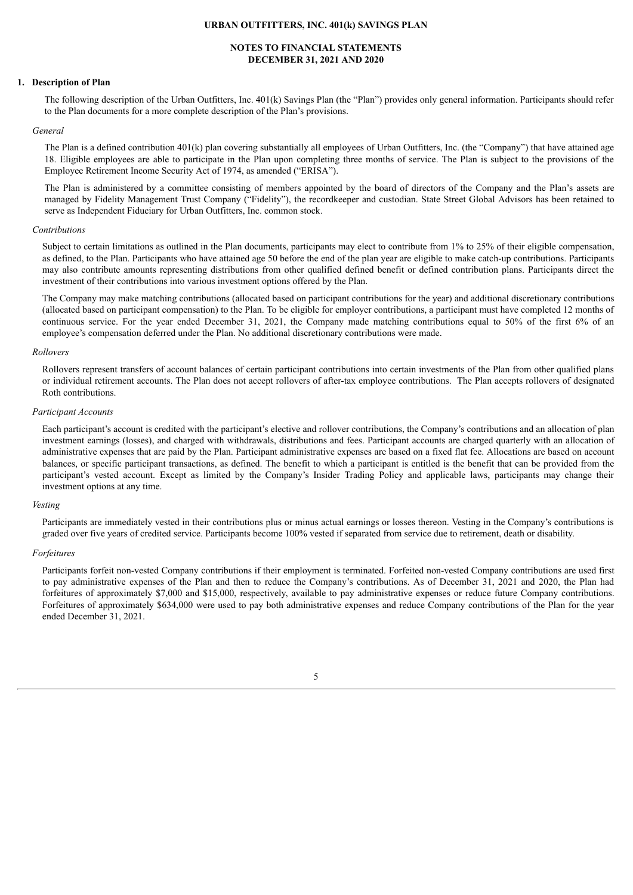**URBAN OUTFITTERS, INC. 401(k) SAVINGS PLAN**

**NOTES TO FINANCIAL STATEMENTS**
**DECEMBER 31, 2021 AND 2020**

## 1. Description of Plan

The following description of the Urban Outfitters, Inc. 401(k) Savings Plan (the "Plan") provides only general information. Participants should refer to the Plan documents for a more complete description of the Plan's provisions.

*General*

The Plan is a defined contribution 401(k) plan covering substantially all employees of Urban Outfitters, Inc. (the "Company") that have attained age 18. Eligible employees are able to participate in the Plan upon completing three months of service. The Plan is subject to the provisions of the Employee Retirement Income Security Act of 1974, as amended ("ERISA").

The Plan is administered by a committee consisting of members appointed by the board of directors of the Company and the Plan's assets are managed by Fidelity Management Trust Company ("Fidelity"), the recordkeeper and custodian. State Street Global Advisors has been retained to serve as Independent Fiduciary for Urban Outfitters, Inc. common stock.

*Contributions*

Subject to certain limitations as outlined in the Plan documents, participants may elect to contribute from 1% to 25% of their eligible compensation, as defined, to the Plan. Participants who have attained age 50 before the end of the plan year are eligible to make catch-up contributions. Participants may also contribute amounts representing distributions from other qualified defined benefit or defined contribution plans. Participants direct the investment of their contributions into various investment options offered by the Plan.

The Company may make matching contributions (allocated based on participant contributions for the year) and additional discretionary contributions (allocated based on participant compensation) to the Plan. To be eligible for employer contributions, a participant must have completed 12 months of continuous service. For the year ended December 31, 2021, the Company made matching contributions equal to 50% of the first 6% of an employee's compensation deferred under the Plan. No additional discretionary contributions were made.

*Rollovers*

Rollovers represent transfers of account balances of certain participant contributions into certain investments of the Plan from other qualified plans or individual retirement accounts. The Plan does not accept rollovers of after-tax employee contributions. The Plan accepts rollovers of designated Roth contributions.

*Participant Accounts*

Each participant's account is credited with the participant's elective and rollover contributions, the Company's contributions and an allocation of plan investment earnings (losses), and charged with withdrawals, distributions and fees. Participant accounts are charged quarterly with an allocation of administrative expenses that are paid by the Plan. Participant administrative expenses are based on a fixed flat fee. Allocations are based on account balances, or specific participant transactions, as defined. The benefit to which a participant is entitled is the benefit that can be provided from the participant's vested account. Except as limited by the Company's Insider Trading Policy and applicable laws, participants may change their investment options at any time.

*Vesting*

Participants are immediately vested in their contributions plus or minus actual earnings or losses thereon. Vesting in the Company's contributions is graded over five years of credited service. Participants become 100% vested if separated from service due to retirement, death or disability.

*Forfeitures*

Participants forfeit non-vested Company contributions if their employment is terminated. Forfeited non-vested Company contributions are used first to pay administrative expenses of the Plan and then to reduce the Company's contributions. As of December 31, 2021 and 2020, the Plan had forfeitures of approximately $7,000 and $15,000, respectively, available to pay administrative expenses or reduce future Company contributions. Forfeitures of approximately $634,000 were used to pay both administrative expenses and reduce Company contributions of the Plan for the year ended December 31, 2021.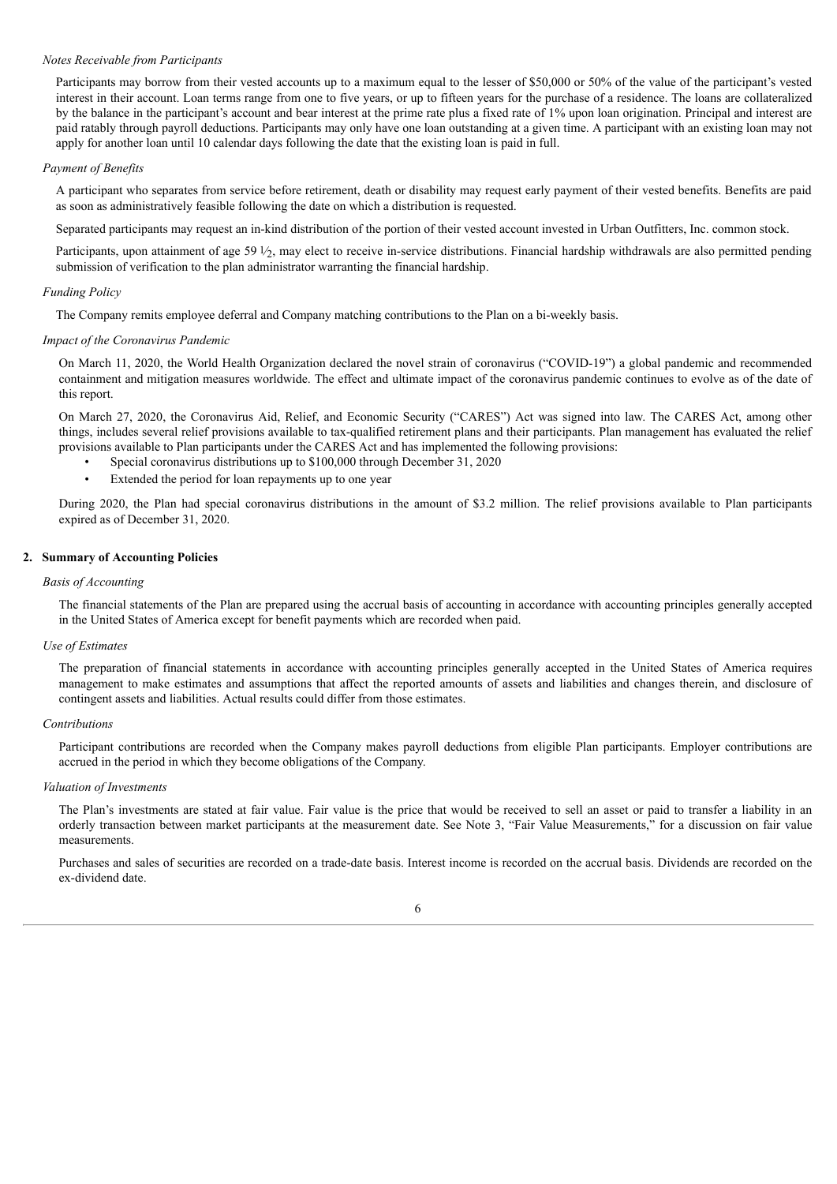*Notes Receivable from Participants*

Participants may borrow from their vested accounts up to a maximum equal to the lesser of $50,000 or 50% of the value of the participant's vested interest in their account. Loan terms range from one to five years, or up to fifteen years for the purchase of a residence. The loans are collateralized by the balance in the participant's account and bear interest at the prime rate plus a fixed rate of 1% upon loan origination. Principal and interest are paid ratably through payroll deductions. Participants may only have one loan outstanding at a given time. A participant with an existing loan may not apply for another loan until 10 calendar days following the date that the existing loan is paid in full.

*Payment of Benefits*

A participant who separates from service before retirement, death or disability may request early payment of their vested benefits. Benefits are paid as soon as administratively feasible following the date on which a distribution is requested.

Separated participants may request an in-kind distribution of the portion of their vested account invested in Urban Outfitters, Inc. common stock.

Participants, upon attainment of age 59 ½, may elect to receive in-service distributions. Financial hardship withdrawals are also permitted pending submission of verification to the plan administrator warranting the financial hardship.

*Funding Policy*

The Company remits employee deferral and Company matching contributions to the Plan on a bi-weekly basis.

*Impact of the Coronavirus Pandemic*

On March 11, 2020, the World Health Organization declared the novel strain of coronavirus ("COVID-19") a global pandemic and recommended containment and mitigation measures worldwide. The effect and ultimate impact of the coronavirus pandemic continues to evolve as of the date of this report.

On March 27, 2020, the Coronavirus Aid, Relief, and Economic Security ("CARES") Act was signed into law. The CARES Act, among other things, includes several relief provisions available to tax-qualified retirement plans and their participants. Plan management has evaluated the relief provisions available to Plan participants under the CARES Act and has implemented the following provisions:

- Special coronavirus distributions up to $100,000 through December 31, 2020
- Extended the period for loan repayments up to one year

During 2020, the Plan had special coronavirus distributions in the amount of $3.2 million. The relief provisions available to Plan participants expired as of December 31, 2020.

## 2. Summary of Accounting Policies

*Basis of Accounting*

The financial statements of the Plan are prepared using the accrual basis of accounting in accordance with accounting principles generally accepted in the United States of America except for benefit payments which are recorded when paid.

*Use of Estimates*

The preparation of financial statements in accordance with accounting principles generally accepted in the United States of America requires management to make estimates and assumptions that affect the reported amounts of assets and liabilities and changes therein, and disclosure of contingent assets and liabilities. Actual results could differ from those estimates.

*Contributions*

Participant contributions are recorded when the Company makes payroll deductions from eligible Plan participants. Employer contributions are accrued in the period in which they become obligations of the Company.

*Valuation of Investments*

The Plan's investments are stated at fair value. Fair value is the price that would be received to sell an asset or paid to transfer a liability in an orderly transaction between market participants at the measurement date. See Note 3, "Fair Value Measurements," for a discussion on fair value measurements.

Purchases and sales of securities are recorded on a trade-date basis. Interest income is recorded on the accrual basis. Dividends are recorded on the ex-dividend date.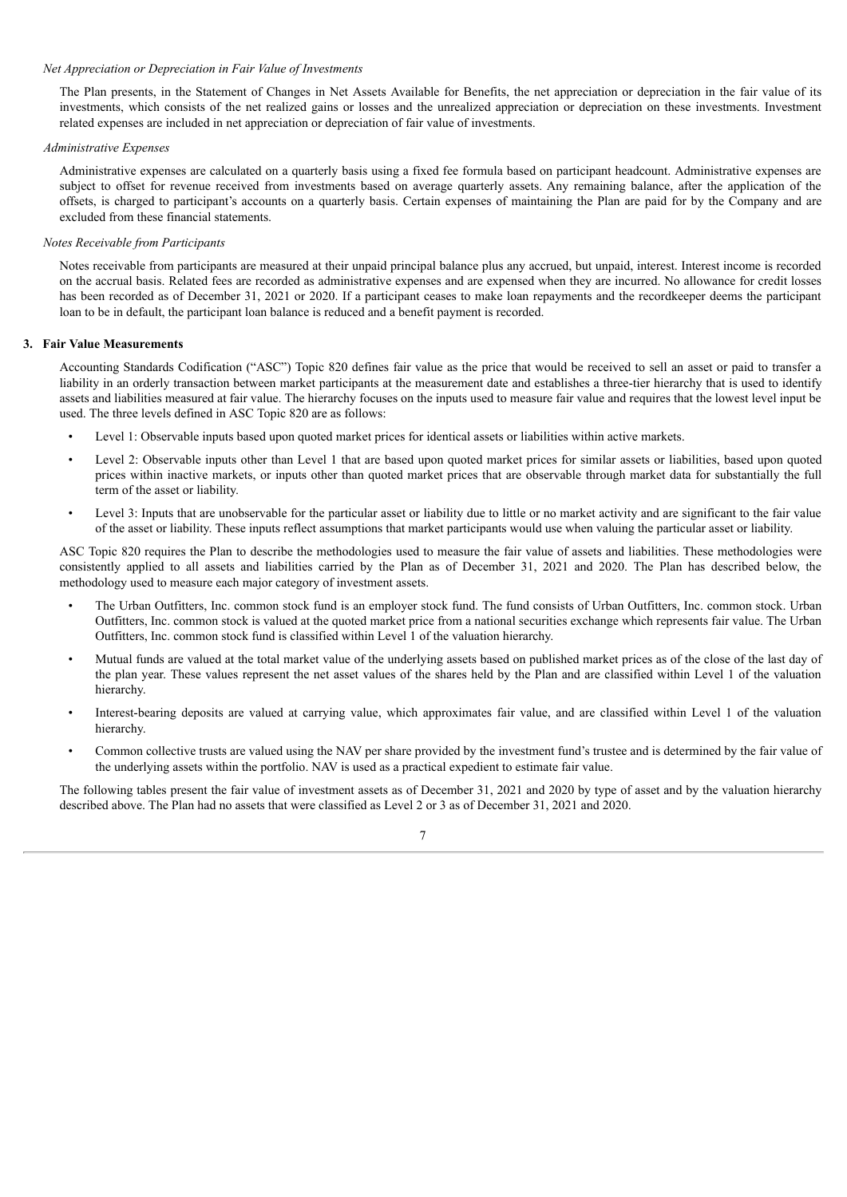*Net Appreciation or Depreciation in Fair Value of Investments*

The Plan presents, in the Statement of Changes in Net Assets Available for Benefits, the net appreciation or depreciation in the fair value of its investments, which consists of the net realized gains or losses and the unrealized appreciation or depreciation on these investments. Investment related expenses are included in net appreciation or depreciation of fair value of investments.

*Administrative Expenses*

Administrative expenses are calculated on a quarterly basis using a fixed fee formula based on participant headcount. Administrative expenses are subject to offset for revenue received from investments based on average quarterly assets. Any remaining balance, after the application of the offsets, is charged to participant's accounts on a quarterly basis. Certain expenses of maintaining the Plan are paid for by the Company and are excluded from these financial statements.

*Notes Receivable from Participants*

Notes receivable from participants are measured at their unpaid principal balance plus any accrued, but unpaid, interest. Interest income is recorded on the accrual basis. Related fees are recorded as administrative expenses and are expensed when they are incurred. No allowance for credit losses has been recorded as of December 31, 2021 or 2020. If a participant ceases to make loan repayments and the recordkeeper deems the participant loan to be in default, the participant loan balance is reduced and a benefit payment is recorded.

**3. Fair Value Measurements**

Accounting Standards Codification ("ASC") Topic 820 defines fair value as the price that would be received to sell an asset or paid to transfer a liability in an orderly transaction between market participants at the measurement date and establishes a three-tier hierarchy that is used to identify assets and liabilities measured at fair value. The hierarchy focuses on the inputs used to measure fair value and requires that the lowest level input be used. The three levels defined in ASC Topic 820 are as follows:

- Level 1: Observable inputs based upon quoted market prices for identical assets or liabilities within active markets.
- Level 2: Observable inputs other than Level 1 that are based upon quoted market prices for similar assets or liabilities, based upon quoted prices within inactive markets, or inputs other than quoted market prices that are observable through market data for substantially the full term of the asset or liability.
- Level 3: Inputs that are unobservable for the particular asset or liability due to little or no market activity and are significant to the fair value of the asset or liability. These inputs reflect assumptions that market participants would use when valuing the particular asset or liability.

ASC Topic 820 requires the Plan to describe the methodologies used to measure the fair value of assets and liabilities. These methodologies were consistently applied to all assets and liabilities carried by the Plan as of December 31, 2021 and 2020. The Plan has described below, the methodology used to measure each major category of investment assets.

- The Urban Outfitters, Inc. common stock fund is an employer stock fund. The fund consists of Urban Outfitters, Inc. common stock. Urban Outfitters, Inc. common stock is valued at the quoted market price from a national securities exchange which represents fair value. The Urban Outfitters, Inc. common stock fund is classified within Level 1 of the valuation hierarchy.
- Mutual funds are valued at the total market value of the underlying assets based on published market prices as of the close of the last day of the plan year. These values represent the net asset values of the shares held by the Plan and are classified within Level 1 of the valuation hierarchy.
- Interest-bearing deposits are valued at carrying value, which approximates fair value, and are classified within Level 1 of the valuation hierarchy.
- Common collective trusts are valued using the NAV per share provided by the investment fund's trustee and is determined by the fair value of the underlying assets within the portfolio. NAV is used as a practical expedient to estimate fair value.

The following tables present the fair value of investment assets as of December 31, 2021 and 2020 by type of asset and by the valuation hierarchy described above. The Plan had no assets that were classified as Level 2 or 3 as of December 31, 2021 and 2020.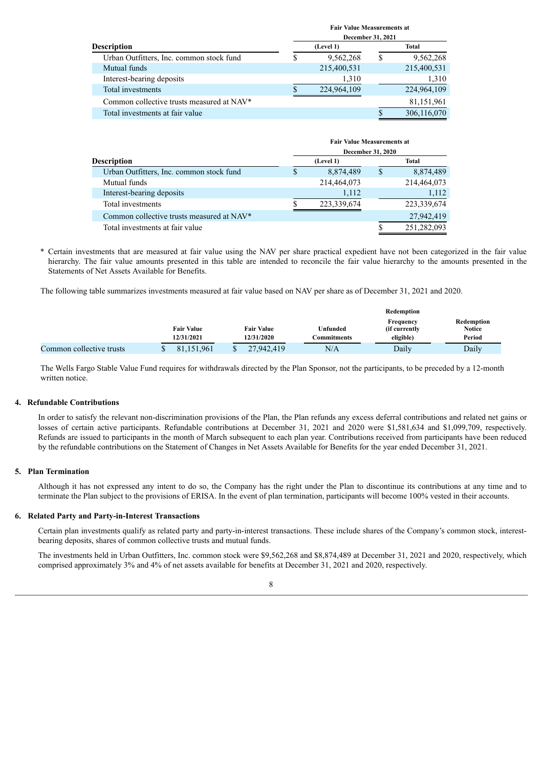| Description | Fair Value Measurements at December 31, 2021 | |
|---|---|---|
| | (Level 1) | Total |
| Urban Outfitters, Inc. common stock fund | $ 9,562,268 | $ 9,562,268 |
| Mutual funds | 215,400,531 | 215,400,531 |
| Interest-bearing deposits | 1,310 | 1,310 |
| Total investments | $ 224,964,109 | 224,964,109 |
| Common collective trusts measured at NAV* | | 81,151,961 |
| Total investments at fair value | | $ 306,116,070 |

| Description | Fair Value Measurements at December 31, 2020 | |
|---|---|---|
| | (Level 1) | Total |
| Urban Outfitters, Inc. common stock fund | $ 8,874,489 | $ 8,874,489 |
| Mutual funds | 214,464,073 | 214,464,073 |
| Interest-bearing deposits | 1,112 | 1,112 |
| Total investments | $ 223,339,674 | 223,339,674 |
| Common collective trusts measured at NAV* | | 27,942,419 |
| Total investments at fair value | | $ 251,282,093 |

\* Certain investments that are measured at fair value using the NAV per share practical expedient have not been categorized in the fair value hierarchy. The fair value amounts presented in this table are intended to reconcile the fair value hierarchy to the amounts presented in the Statements of Net Assets Available for Benefits.

The following table summarizes investments measured at fair value based on NAV per share as of December 31, 2021 and 2020.

| | Fair Value 12/31/2021 | Fair Value 12/31/2020 | Unfunded Commitments | Redemption Frequency (if currently eligible) | Redemption Notice Period |
|---|---|---|---|---|---|
| Common collective trusts | $ 81,151,961 | $ 27,942,419 | N/A | Daily | Daily |

The Wells Fargo Stable Value Fund requires for withdrawals directed by the Plan Sponsor, not the participants, to be preceded by a 12-month written notice.

## 4. Refundable Contributions

In order to satisfy the relevant non-discrimination provisions of the Plan, the Plan refunds any excess deferral contributions and related net gains or losses of certain active participants. Refundable contributions at December 31, 2021 and 2020 were $1,581,634 and $1,099,709, respectively. Refunds are issued to participants in the month of March subsequent to each plan year. Contributions received from participants have been reduced by the refundable contributions on the Statement of Changes in Net Assets Available for Benefits for the year ended December 31, 2021.

## 5. Plan Termination

Although it has not expressed any intent to do so, the Company has the right under the Plan to discontinue its contributions at any time and to terminate the Plan subject to the provisions of ERISA. In the event of plan termination, participants will become 100% vested in their accounts.

## 6. Related Party and Party-in-Interest Transactions

Certain plan investments qualify as related party and party-in-interest transactions. These include shares of the Company's common stock, interest-bearing deposits, shares of common collective trusts and mutual funds.

The investments held in Urban Outfitters, Inc. common stock were $9,562,268 and $8,874,489 at December 31, 2021 and 2020, respectively, which comprised approximately 3% and 4% of net assets available for benefits at December 31, 2021 and 2020, respectively.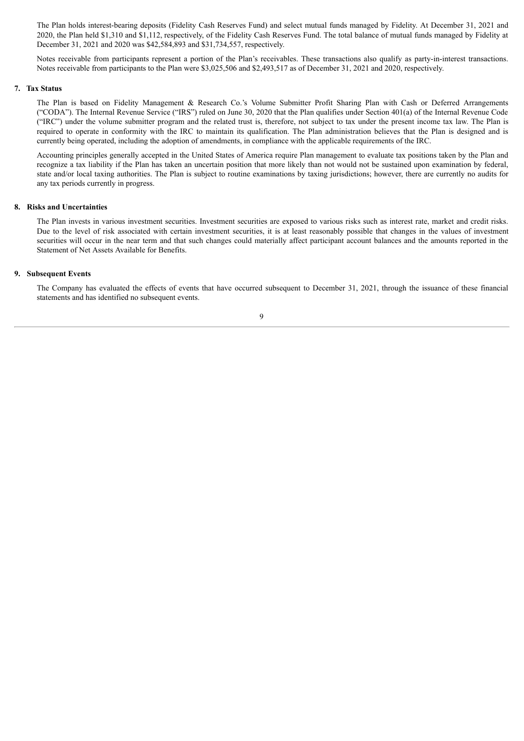The Plan holds interest-bearing deposits (Fidelity Cash Reserves Fund) and select mutual funds managed by Fidelity. At December 31, 2021 and 2020, the Plan held $1,310 and $1,112, respectively, of the Fidelity Cash Reserves Fund. The total balance of mutual funds managed by Fidelity at December 31, 2021 and 2020 was $42,584,893 and $31,734,557, respectively.

Notes receivable from participants represent a portion of the Plan's receivables. These transactions also qualify as party-in-interest transactions. Notes receivable from participants to the Plan were $3,025,506 and $2,493,517 as of December 31, 2021 and 2020, respectively.

**7. Tax Status**

The Plan is based on Fidelity Management & Research Co.'s Volume Submitter Profit Sharing Plan with Cash or Deferred Arrangements ("CODA"). The Internal Revenue Service ("IRS") ruled on June 30, 2020 that the Plan qualifies under Section 401(a) of the Internal Revenue Code ("IRC") under the volume submitter program and the related trust is, therefore, not subject to tax under the present income tax law. The Plan is required to operate in conformity with the IRC to maintain its qualification. The Plan administration believes that the Plan is designed and is currently being operated, including the adoption of amendments, in compliance with the applicable requirements of the IRC.

Accounting principles generally accepted in the United States of America require Plan management to evaluate tax positions taken by the Plan and recognize a tax liability if the Plan has taken an uncertain position that more likely than not would not be sustained upon examination by federal, state and/or local taxing authorities. The Plan is subject to routine examinations by taxing jurisdictions; however, there are currently no audits for any tax periods currently in progress.

**8. Risks and Uncertainties**

The Plan invests in various investment securities. Investment securities are exposed to various risks such as interest rate, market and credit risks. Due to the level of risk associated with certain investment securities, it is at least reasonably possible that changes in the values of investment securities will occur in the near term and that such changes could materially affect participant account balances and the amounts reported in the Statement of Net Assets Available for Benefits.

**9. Subsequent Events**

The Company has evaluated the effects of events that have occurred subsequent to December 31, 2021, through the issuance of these financial statements and has identified no subsequent events.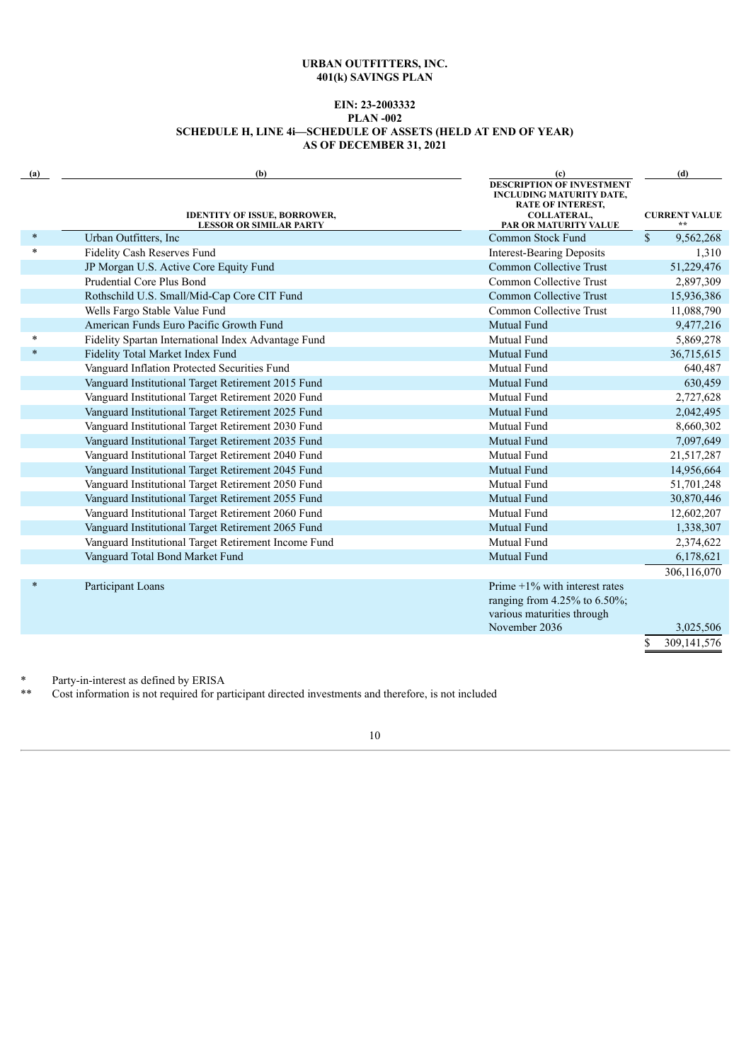**URBAN OUTFITTERS, INC.**
**401(k) SAVINGS PLAN**

**EIN: 23-2003332**
**PLAN -002**
**SCHEDULE H, LINE 4i—SCHEDULE OF ASSETS (HELD AT END OF YEAR)**
**AS OF DECEMBER 31, 2021**

| (a) | (b)<br>IDENTITY OF ISSUE, BORROWER, LESSOR OR SIMILAR PARTY | (c)<br>DESCRIPTION OF INVESTMENT INCLUDING MATURITY DATE, RATE OF INTEREST, COLLATERAL, PAR OR MATURITY VALUE | (d)<br>CURRENT VALUE ** |
|---|---|---|---|
| * | Urban Outfitters, Inc | Common Stock Fund | $ 9,562,268 |
| * | Fidelity Cash Reserves Fund | Interest-Bearing Deposits | 1,310 |
| | JP Morgan U.S. Active Core Equity Fund | Common Collective Trust | 51,229,476 |
| | Prudential Core Plus Bond | Common Collective Trust | 2,897,309 |
| | Rothschild U.S. Small/Mid-Cap Core CIT Fund | Common Collective Trust | 15,936,386 |
| | Wells Fargo Stable Value Fund | Common Collective Trust | 11,088,790 |
| | American Funds Euro Pacific Growth Fund | Mutual Fund | 9,477,216 |
| * | Fidelity Spartan International Index Advantage Fund | Mutual Fund | 5,869,278 |
| * | Fidelity Total Market Index Fund | Mutual Fund | 36,715,615 |
| | Vanguard Inflation Protected Securities Fund | Mutual Fund | 640,487 |
| | Vanguard Institutional Target Retirement 2015 Fund | Mutual Fund | 630,459 |
| | Vanguard Institutional Target Retirement 2020 Fund | Mutual Fund | 2,727,628 |
| | Vanguard Institutional Target Retirement 2025 Fund | Mutual Fund | 2,042,495 |
| | Vanguard Institutional Target Retirement 2030 Fund | Mutual Fund | 8,660,302 |
| | Vanguard Institutional Target Retirement 2035 Fund | Mutual Fund | 7,097,649 |
| | Vanguard Institutional Target Retirement 2040 Fund | Mutual Fund | 21,517,287 |
| | Vanguard Institutional Target Retirement 2045 Fund | Mutual Fund | 14,956,664 |
| | Vanguard Institutional Target Retirement 2050 Fund | Mutual Fund | 51,701,248 |
| | Vanguard Institutional Target Retirement 2055 Fund | Mutual Fund | 30,870,446 |
| | Vanguard Institutional Target Retirement 2060 Fund | Mutual Fund | 12,602,207 |
| | Vanguard Institutional Target Retirement 2065 Fund | Mutual Fund | 1,338,307 |
| | Vanguard Institutional Target Retirement Income Fund | Mutual Fund | 2,374,622 |
| | Vanguard Total Bond Market Fund | Mutual Fund | 6,178,621 |
| | | | 306,116,070 |
| * | Participant Loans | Prime +1% with interest rates ranging from 4.25% to 6.50%; various maturities through November 2036 | 3,025,506 |
| | | | $ 309,141,576 |

\* Party-in-interest as defined by ERISA

\*\* Cost information is not required for participant directed investments and therefore, is not included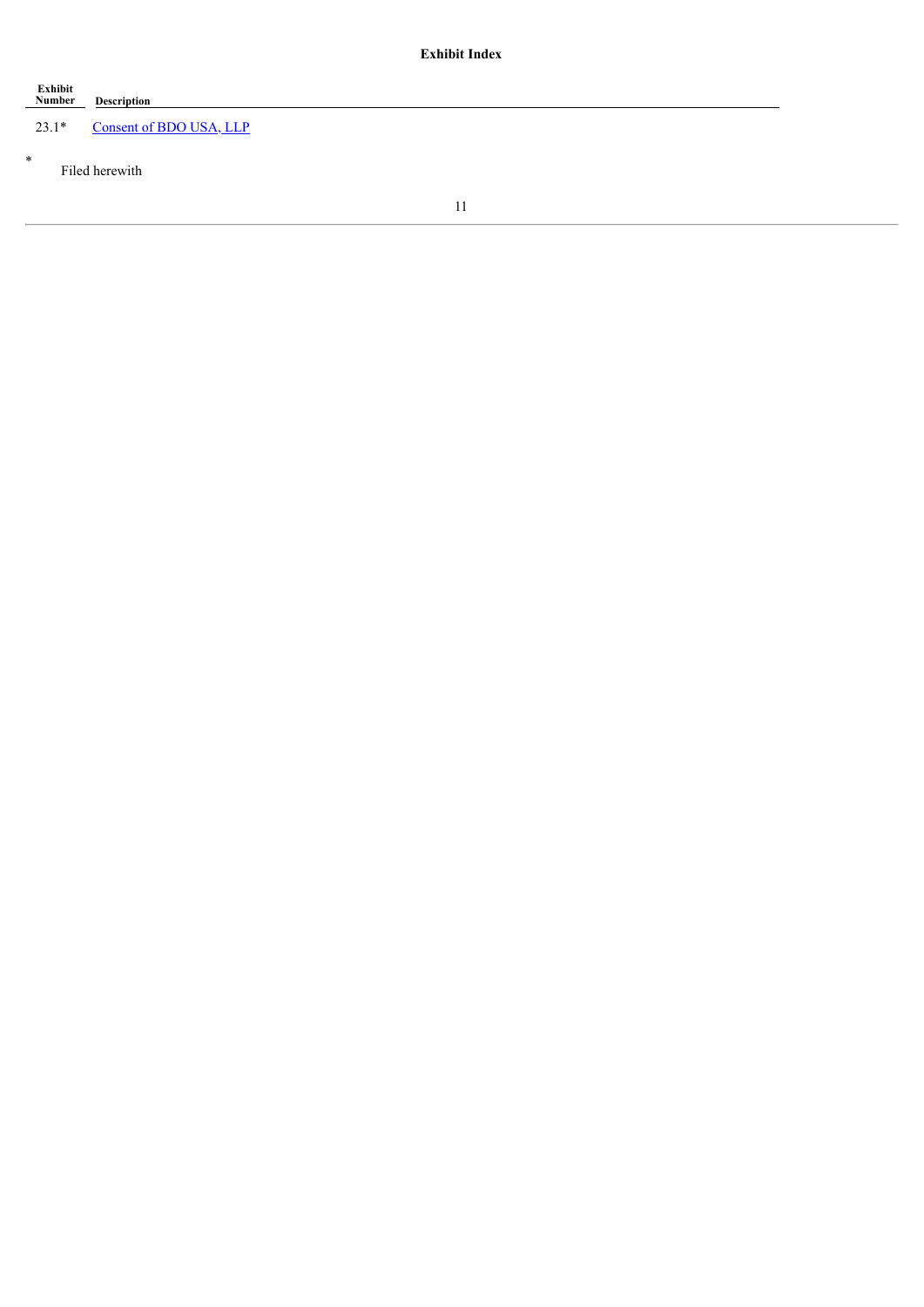## Exhibit Index

| Exhibit Number | Description |
|---|---|
| 23.1* | Consent of BDO USA, LLP |

* Filed herewith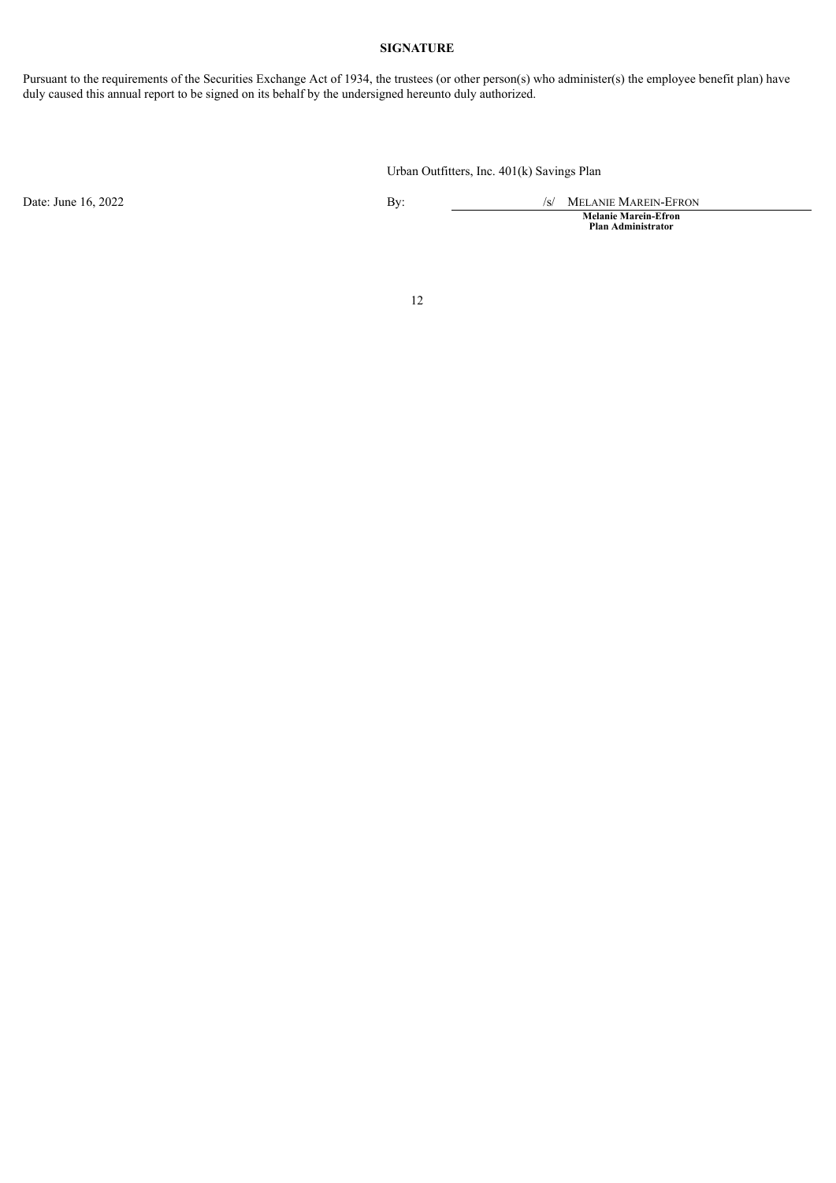## SIGNATURE

Pursuant to the requirements of the Securities Exchange Act of 1934, the trustees (or other person(s) who administer(s) the employee benefit plan) have duly caused this annual report to be signed on its behalf by the undersigned hereunto duly authorized.

Urban Outfitters, Inc. 401(k) Savings Plan

| | | |
|---|---|---|
| Date: June 16, 2022 | By: | /s/ MELANIE MAREIN-EFRON |
| | | **Melanie Marein-Efron** |
| | | **Plan Administrator** |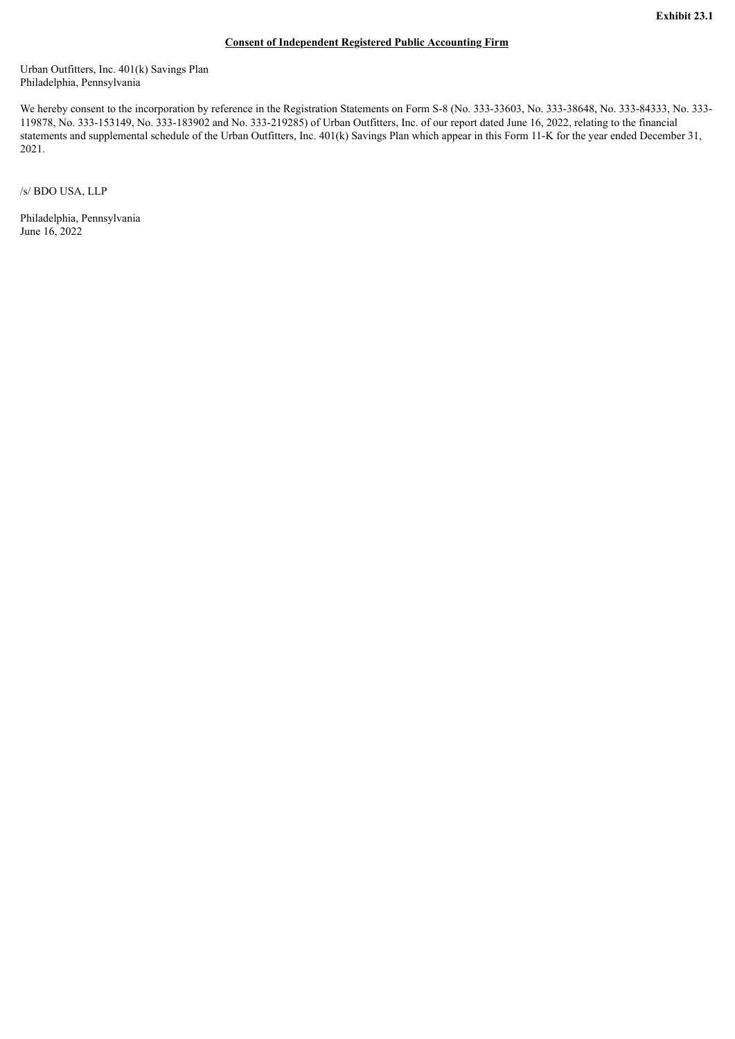**Exhibit 23.1**

**Consent of Independent Registered Public Accounting Firm**

Urban Outfitters, Inc. 401(k) Savings Plan
Philadelphia, Pennsylvania

We hereby consent to the incorporation by reference in the Registration Statements on Form S-8 (No. 333-33603, No. 333-38648, No. 333-84333, No. 333-119878, No. 333-153149, No. 333-183902 and No. 333-219285) of Urban Outfitters, Inc. of our report dated June 16, 2022, relating to the financial statements and supplemental schedule of the Urban Outfitters, Inc. 401(k) Savings Plan which appear in this Form 11-K for the year ended December 31, 2021.

/s/ BDO USA, LLP

Philadelphia, Pennsylvania
June 16, 2022